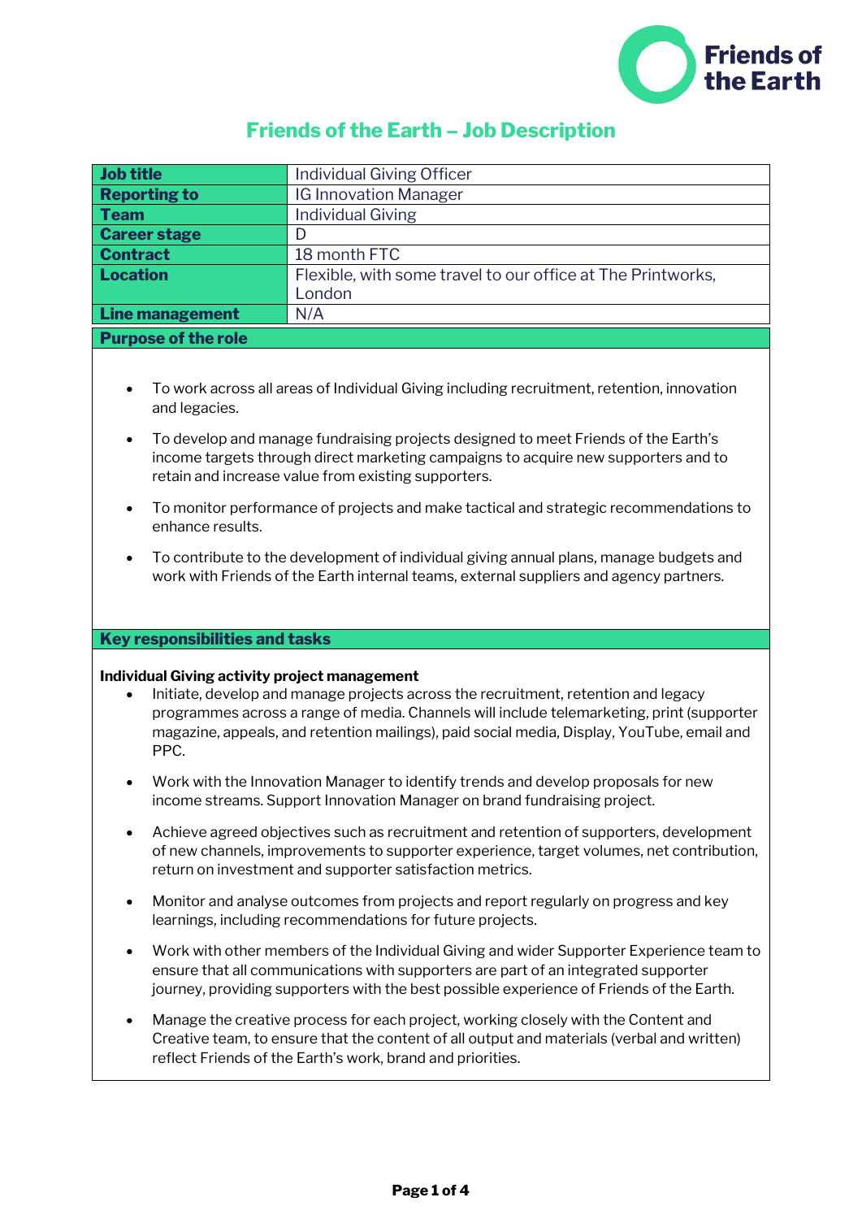# Friends of the Earth – Job Description

| Job title | Individual Giving Officer |
|---|---|
| Reporting to | IG Innovation Manager |
| Team | Individual Giving |
| Career stage | D |
| Contract | 18 month FTC |
| Location | Flexible, with some travel to our office at The Printworks, London |
| Line management | N/A |

## Purpose of the role

- To work across all areas of Individual Giving including recruitment, retention, innovation and legacies.
- To develop and manage fundraising projects designed to meet Friends of the Earth's income targets through direct marketing campaigns to acquire new supporters and to retain and increase value from existing supporters.
- To monitor performance of projects and make tactical and strategic recommendations to enhance results.
- To contribute to the development of individual giving annual plans, manage budgets and work with Friends of the Earth internal teams, external suppliers and agency partners.

## Key responsibilities and tasks

**Individual Giving activity project management**

- Initiate, develop and manage projects across the recruitment, retention and legacy programmes across a range of media. Channels will include telemarketing, print (supporter magazine, appeals, and retention mailings), paid social media, Display, YouTube, email and PPC.
- Work with the Innovation Manager to identify trends and develop proposals for new income streams. Support Innovation Manager on brand fundraising project.
- Achieve agreed objectives such as recruitment and retention of supporters, development of new channels, improvements to supporter experience, target volumes, net contribution, return on investment and supporter satisfaction metrics.
- Monitor and analyse outcomes from projects and report regularly on progress and key learnings, including recommendations for future projects.
- Work with other members of the Individual Giving and wider Supporter Experience team to ensure that all communications with supporters are part of an integrated supporter journey, providing supporters with the best possible experience of Friends of the Earth.
- Manage the creative process for each project, working closely with the Content and Creative team, to ensure that the content of all output and materials (verbal and written) reflect Friends of the Earth's work, brand and priorities.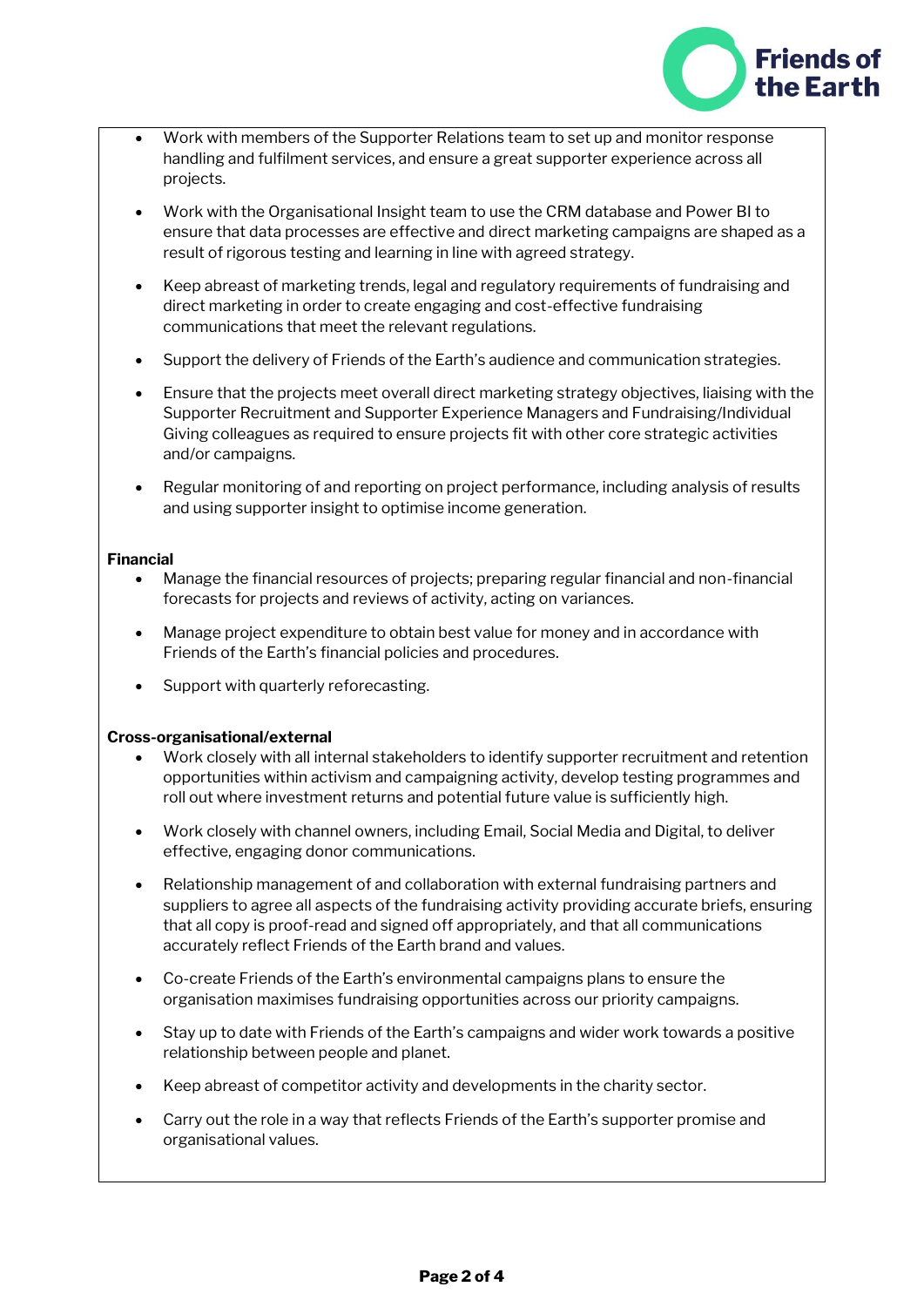- Work with members of the Supporter Relations team to set up and monitor response handling and fulfilment services, and ensure a great supporter experience across all projects.

- Work with the Organisational Insight team to use the CRM database and Power BI to ensure that data processes are effective and direct marketing campaigns are shaped as a result of rigorous testing and learning in line with agreed strategy.

- Keep abreast of marketing trends, legal and regulatory requirements of fundraising and direct marketing in order to create engaging and cost-effective fundraising communications that meet the relevant regulations.

- Support the delivery of Friends of the Earth's audience and communication strategies.

- Ensure that the projects meet overall direct marketing strategy objectives, liaising with the Supporter Recruitment and Supporter Experience Managers and Fundraising/Individual Giving colleagues as required to ensure projects fit with other core strategic activities and/or campaigns.

- Regular monitoring of and reporting on project performance, including analysis of results and using supporter insight to optimise income generation.

**Financial**

- Manage the financial resources of projects; preparing regular financial and non-financial forecasts for projects and reviews of activity, acting on variances.

- Manage project expenditure to obtain best value for money and in accordance with Friends of the Earth's financial policies and procedures.

- Support with quarterly reforecasting.

**Cross-organisational/external**

- Work closely with all internal stakeholders to identify supporter recruitment and retention opportunities within activism and campaigning activity, develop testing programmes and roll out where investment returns and potential future value is sufficiently high.

- Work closely with channel owners, including Email, Social Media and Digital, to deliver effective, engaging donor communications.

- Relationship management of and collaboration with external fundraising partners and suppliers to agree all aspects of the fundraising activity providing accurate briefs, ensuring that all copy is proof-read and signed off appropriately, and that all communications accurately reflect Friends of the Earth brand and values.

- Co-create Friends of the Earth's environmental campaigns plans to ensure the organisation maximises fundraising opportunities across our priority campaigns.

- Stay up to date with Friends of the Earth's campaigns and wider work towards a positive relationship between people and planet.

- Keep abreast of competitor activity and developments in the charity sector.

- Carry out the role in a way that reflects Friends of the Earth's supporter promise and organisational values.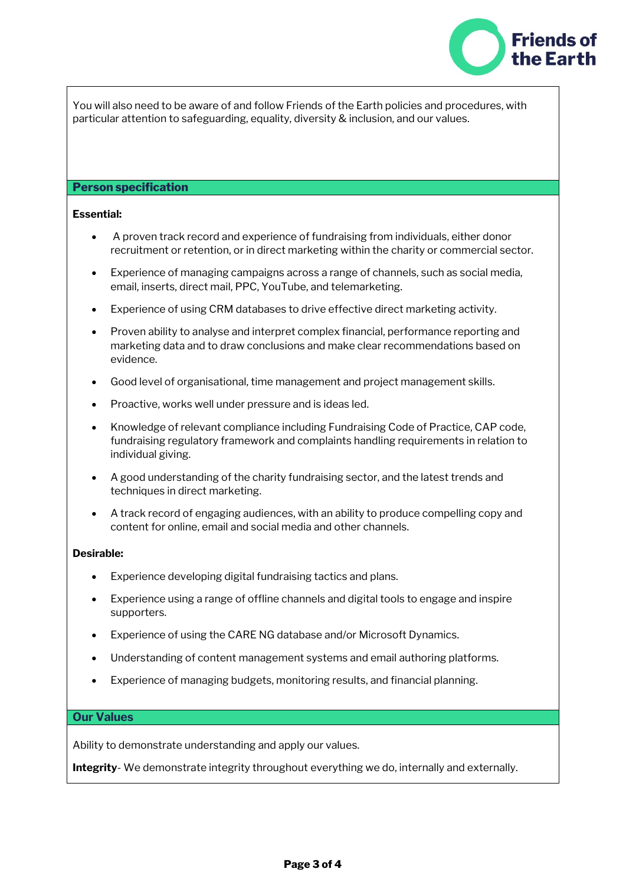You will also need to be aware of and follow Friends of the Earth policies and procedures, with particular attention to safeguarding, equality, diversity & inclusion, and our values.

## Person specification

**Essential:**

- A proven track record and experience of fundraising from individuals, either donor recruitment or retention, or in direct marketing within the charity or commercial sector.
- Experience of managing campaigns across a range of channels, such as social media, email, inserts, direct mail, PPC, YouTube, and telemarketing.
- Experience of using CRM databases to drive effective direct marketing activity.
- Proven ability to analyse and interpret complex financial, performance reporting and marketing data and to draw conclusions and make clear recommendations based on evidence.
- Good level of organisational, time management and project management skills.
- Proactive, works well under pressure and is ideas led.
- Knowledge of relevant compliance including Fundraising Code of Practice, CAP code, fundraising regulatory framework and complaints handling requirements in relation to individual giving.
- A good understanding of the charity fundraising sector, and the latest trends and techniques in direct marketing.
- A track record of engaging audiences, with an ability to produce compelling copy and content for online, email and social media and other channels.

**Desirable:**

- Experience developing digital fundraising tactics and plans.
- Experience using a range of offline channels and digital tools to engage and inspire supporters.
- Experience of using the CARE NG database and/or Microsoft Dynamics.
- Understanding of content management systems and email authoring platforms.
- Experience of managing budgets, monitoring results, and financial planning.

## Our Values

Ability to demonstrate understanding and apply our values.

**Integrity**- We demonstrate integrity throughout everything we do, internally and externally.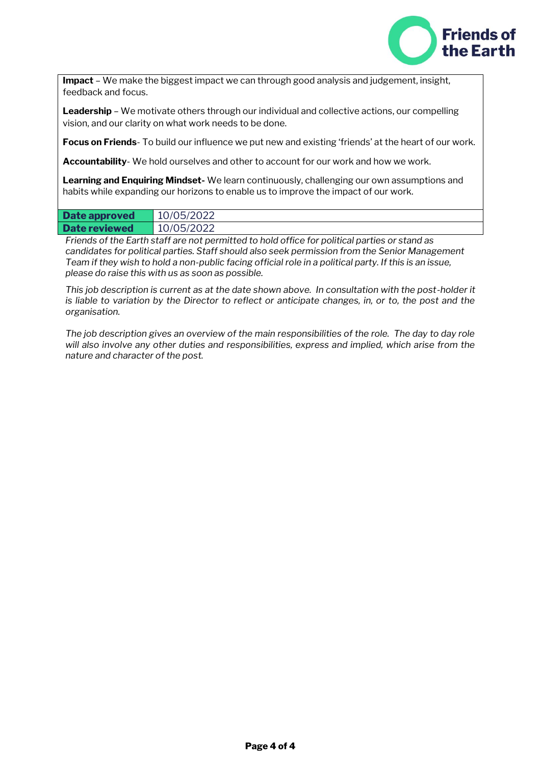**Impact** – We make the biggest impact we can through good analysis and judgement, insight, feedback and focus.

**Leadership** – We motivate others through our individual and collective actions, our compelling vision, and our clarity on what work needs to be done.

**Focus on Friends**- To build our influence we put new and existing 'friends' at the heart of our work.

**Accountability**- We hold ourselves and other to account for our work and how we work.

**Learning and Enquiring Mindset-** We learn continuously, challenging our own assumptions and habits while expanding our horizons to enable us to improve the impact of our work.

| | |
|---|---|
| **Date approved** | 10/05/2022 |
| **Date reviewed** | 10/05/2022 |

*Friends of the Earth staff are not permitted to hold office for political parties or stand as candidates for political parties. Staff should also seek permission from the Senior Management Team if they wish to hold a non-public facing official role in a political party. If this is an issue, please do raise this with us as soon as possible.*

*This job description is current as at the date shown above. In consultation with the post-holder it is liable to variation by the Director to reflect or anticipate changes, in, or to, the post and the organisation.*

*The job description gives an overview of the main responsibilities of the role. The day to day role will also involve any other duties and responsibilities, express and implied, which arise from the nature and character of the post.*